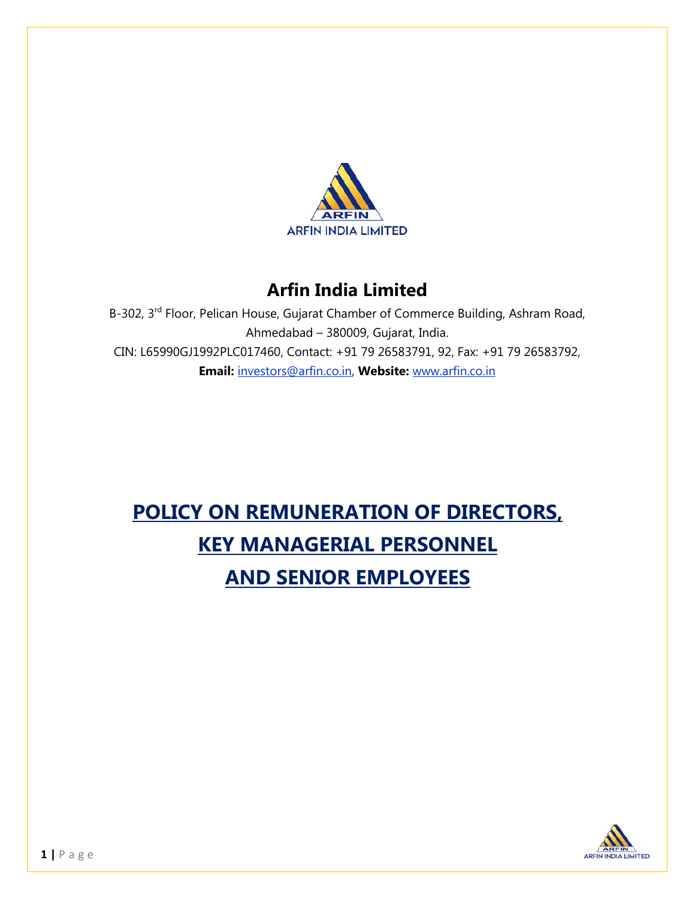ARFIN

ARFIN INDIA LIMITED

# Arfin India Limited

B-302, 3rd Floor, Pelican House, Gujarat Chamber of Commerce Building, Ashram Road, Ahmedabad – 380009, Gujarat, India.

CIN: L65990GJ1992PLC017460, Contact: +91 79 26583791, 92, Fax: +91 79 26583792,

**Email:** investors@arfin.co.in, **Website:** www.arfin.co.in

# POLICY ON REMUNERATION OF DIRECTORS, KEY MANAGERIAL PERSONNEL AND SENIOR EMPLOYEES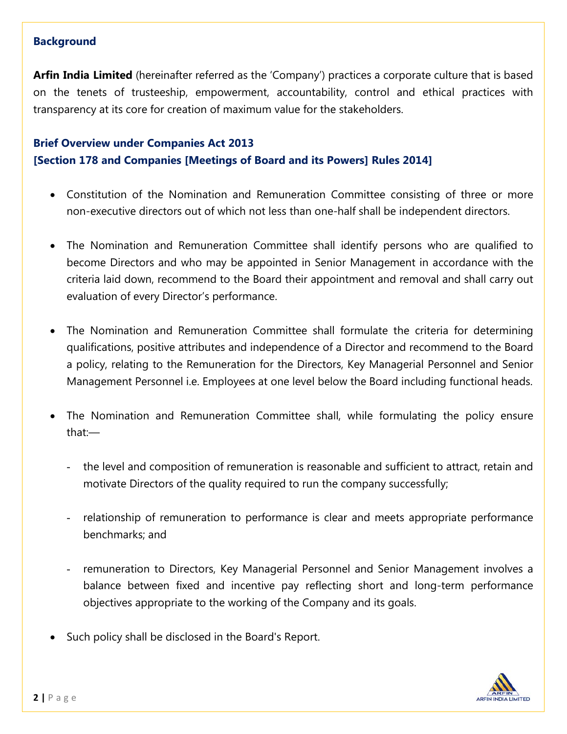## Background

**Arfin India Limited** (hereinafter referred as the 'Company') practices a corporate culture that is based on the tenets of trusteeship, empowerment, accountability, control and ethical practices with transparency at its core for creation of maximum value for the stakeholders.

## Brief Overview under Companies Act 2013
## [Section 178 and Companies [Meetings of Board and its Powers] Rules 2014]

- Constitution of the Nomination and Remuneration Committee consisting of three or more non-executive directors out of which not less than one-half shall be independent directors.

- The Nomination and Remuneration Committee shall identify persons who are qualified to become Directors and who may be appointed in Senior Management in accordance with the criteria laid down, recommend to the Board their appointment and removal and shall carry out evaluation of every Director's performance.

- The Nomination and Remuneration Committee shall formulate the criteria for determining qualifications, positive attributes and independence of a Director and recommend to the Board a policy, relating to the Remuneration for the Directors, Key Managerial Personnel and Senior Management Personnel i.e. Employees at one level below the Board including functional heads.

- The Nomination and Remuneration Committee shall, while formulating the policy ensure that:—

  - the level and composition of remuneration is reasonable and sufficient to attract, retain and motivate Directors of the quality required to run the company successfully;

  - relationship of remuneration to performance is clear and meets appropriate performance benchmarks; and

  - remuneration to Directors, Key Managerial Personnel and Senior Management involves a balance between fixed and incentive pay reflecting short and long-term performance objectives appropriate to the working of the Company and its goals.

- Such policy shall be disclosed in the Board's Report.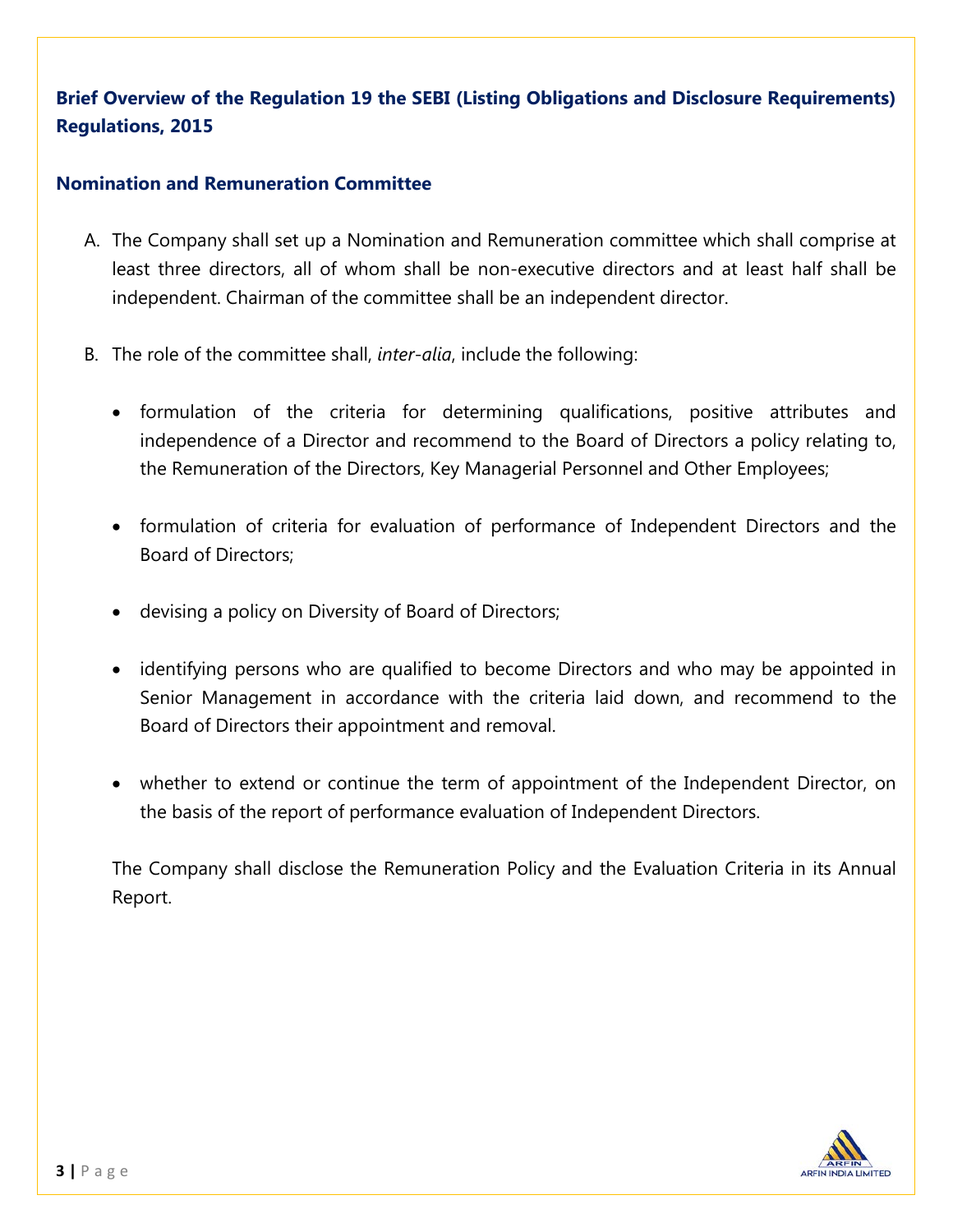## Brief Overview of the Regulation 19 the SEBI (Listing Obligations and Disclosure Requirements) Regulations, 2015

### Nomination and Remuneration Committee

A. The Company shall set up a Nomination and Remuneration committee which shall comprise at least three directors, all of whom shall be non-executive directors and at least half shall be independent. Chairman of the committee shall be an independent director.

B. The role of the committee shall, *inter-alia*, include the following:

   - formulation of the criteria for determining qualifications, positive attributes and independence of a Director and recommend to the Board of Directors a policy relating to, the Remuneration of the Directors, Key Managerial Personnel and Other Employees;

   - formulation of criteria for evaluation of performance of Independent Directors and the Board of Directors;

   - devising a policy on Diversity of Board of Directors;

   - identifying persons who are qualified to become Directors and who may be appointed in Senior Management in accordance with the criteria laid down, and recommend to the Board of Directors their appointment and removal.

   - whether to extend or continue the term of appointment of the Independent Director, on the basis of the report of performance evaluation of Independent Directors.

   The Company shall disclose the Remuneration Policy and the Evaluation Criteria in its Annual Report.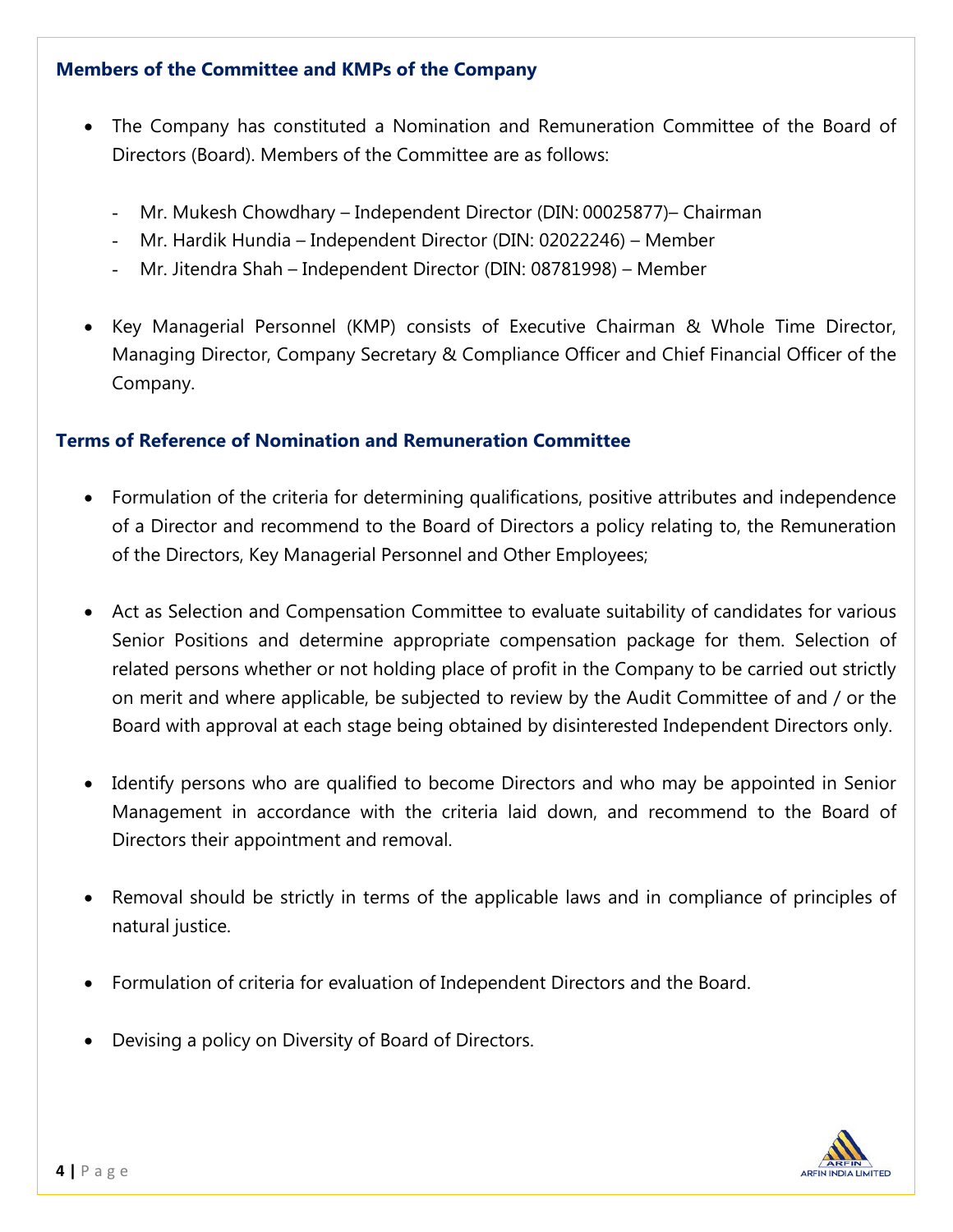### Members of the Committee and KMPs of the Company

- The Company has constituted a Nomination and Remuneration Committee of the Board of Directors (Board). Members of the Committee are as follows:

    - Mr. Mukesh Chowdhary – Independent Director (DIN: 00025877)– Chairman
    - Mr. Hardik Hundia – Independent Director (DIN: 02022246) – Member
    - Mr. Jitendra Shah – Independent Director (DIN: 08781998) – Member

- Key Managerial Personnel (KMP) consists of Executive Chairman & Whole Time Director, Managing Director, Company Secretary & Compliance Officer and Chief Financial Officer of the Company.

### Terms of Reference of Nomination and Remuneration Committee

- Formulation of the criteria for determining qualifications, positive attributes and independence of a Director and recommend to the Board of Directors a policy relating to, the Remuneration of the Directors, Key Managerial Personnel and Other Employees;

- Act as Selection and Compensation Committee to evaluate suitability of candidates for various Senior Positions and determine appropriate compensation package for them. Selection of related persons whether or not holding place of profit in the Company to be carried out strictly on merit and where applicable, be subjected to review by the Audit Committee of and / or the Board with approval at each stage being obtained by disinterested Independent Directors only.

- Identify persons who are qualified to become Directors and who may be appointed in Senior Management in accordance with the criteria laid down, and recommend to the Board of Directors their appointment and removal.

- Removal should be strictly in terms of the applicable laws and in compliance of principles of natural justice.

- Formulation of criteria for evaluation of Independent Directors and the Board.

- Devising a policy on Diversity of Board of Directors.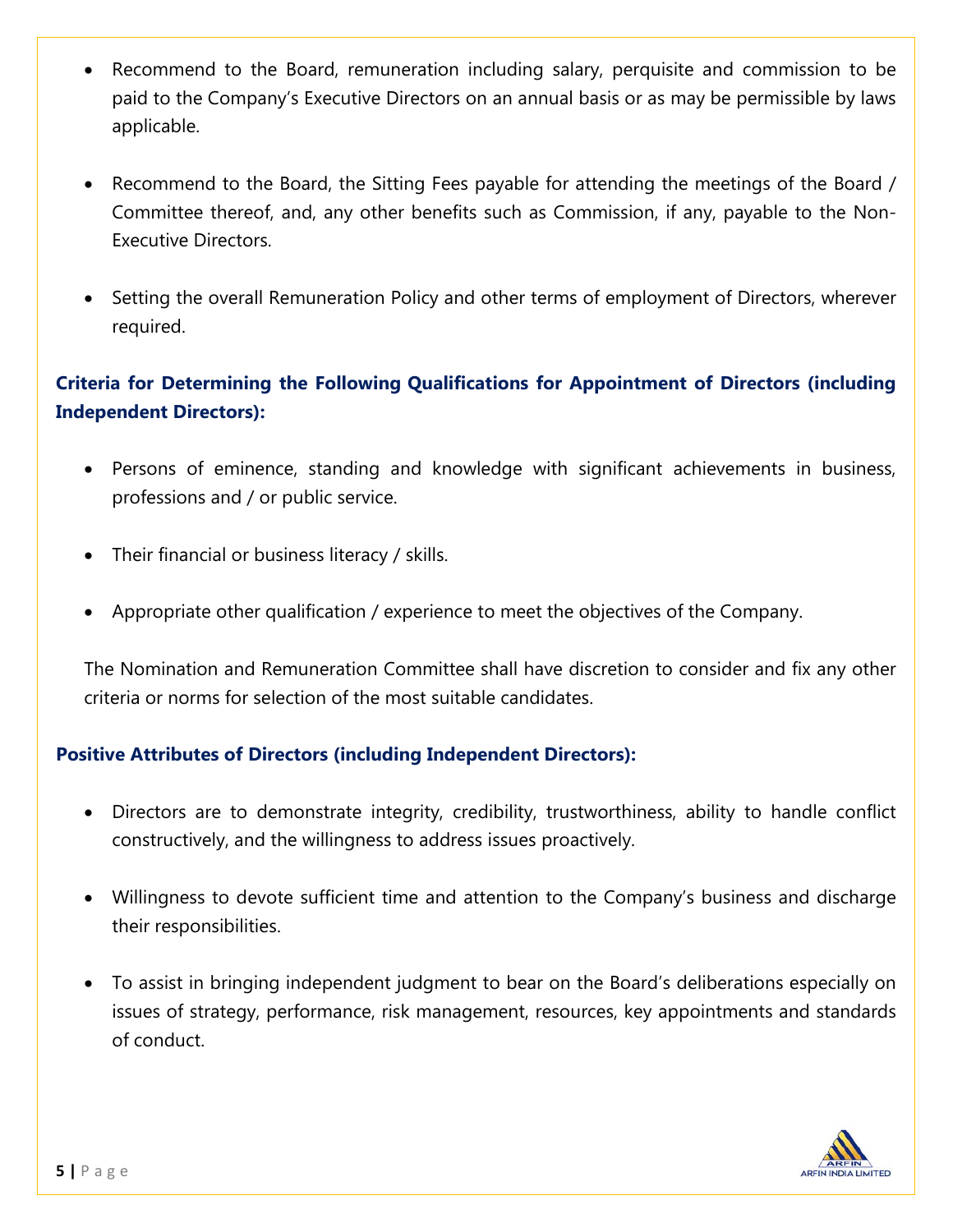- Recommend to the Board, remuneration including salary, perquisite and commission to be paid to the Company's Executive Directors on an annual basis or as may be permissible by laws applicable.

- Recommend to the Board, the Sitting Fees payable for attending the meetings of the Board / Committee thereof, and, any other benefits such as Commission, if any, payable to the Non-Executive Directors.

- Setting the overall Remuneration Policy and other terms of employment of Directors, wherever required.

### Criteria for Determining the Following Qualifications for Appointment of Directors (including Independent Directors):

- Persons of eminence, standing and knowledge with significant achievements in business, professions and / or public service.

- Their financial or business literacy / skills.

- Appropriate other qualification / experience to meet the objectives of the Company.

The Nomination and Remuneration Committee shall have discretion to consider and fix any other criteria or norms for selection of the most suitable candidates.

### Positive Attributes of Directors (including Independent Directors):

- Directors are to demonstrate integrity, credibility, trustworthiness, ability to handle conflict constructively, and the willingness to address issues proactively.

- Willingness to devote sufficient time and attention to the Company's business and discharge their responsibilities.

- To assist in bringing independent judgment to bear on the Board's deliberations especially on issues of strategy, performance, risk management, resources, key appointments and standards of conduct.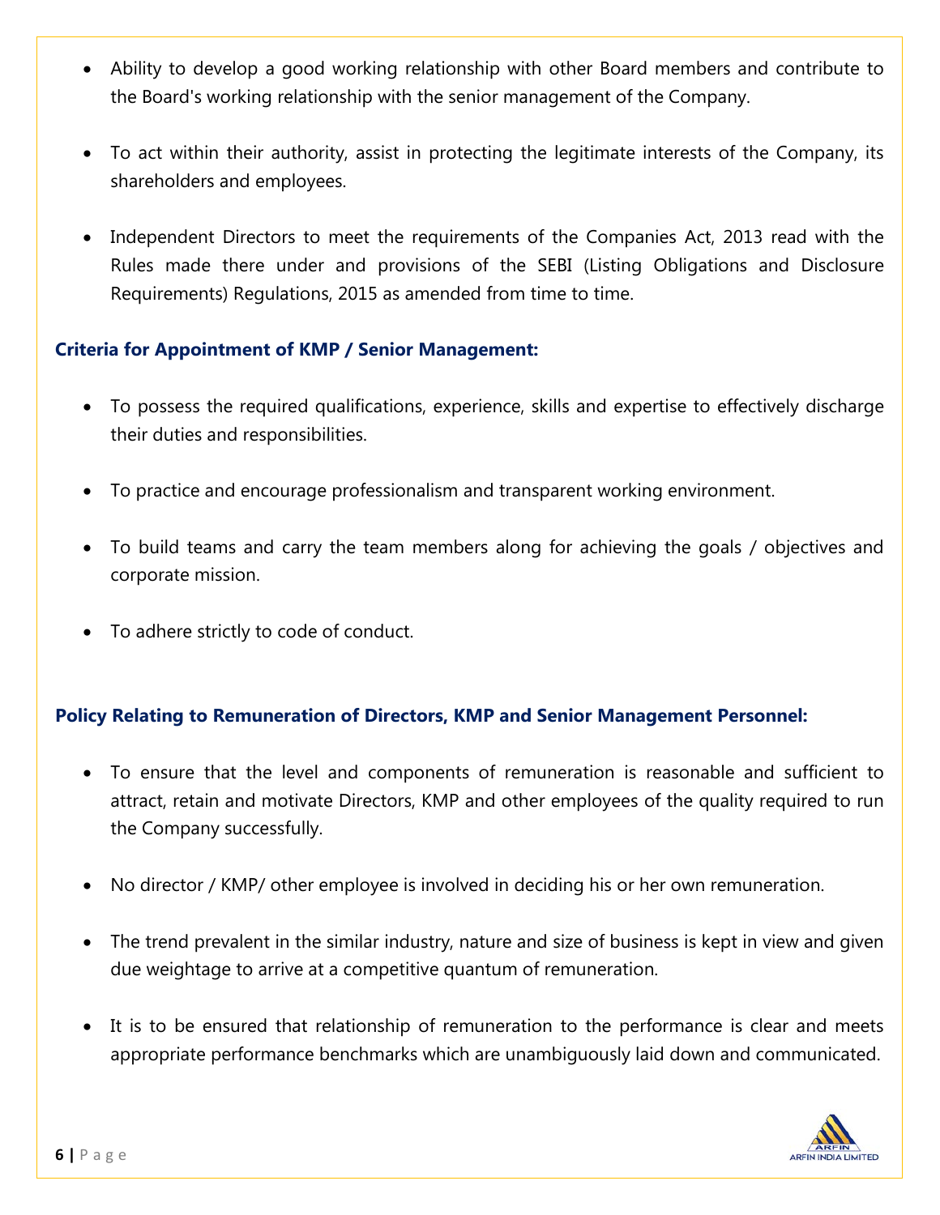- Ability to develop a good working relationship with other Board members and contribute to the Board's working relationship with the senior management of the Company.

- To act within their authority, assist in protecting the legitimate interests of the Company, its shareholders and employees.

- Independent Directors to meet the requirements of the Companies Act, 2013 read with the Rules made there under and provisions of the SEBI (Listing Obligations and Disclosure Requirements) Regulations, 2015 as amended from time to time.

**Criteria for Appointment of KMP / Senior Management:**

- To possess the required qualifications, experience, skills and expertise to effectively discharge their duties and responsibilities.

- To practice and encourage professionalism and transparent working environment.

- To build teams and carry the team members along for achieving the goals / objectives and corporate mission.

- To adhere strictly to code of conduct.

**Policy Relating to Remuneration of Directors, KMP and Senior Management Personnel:**

- To ensure that the level and components of remuneration is reasonable and sufficient to attract, retain and motivate Directors, KMP and other employees of the quality required to run the Company successfully.

- No director / KMP/ other employee is involved in deciding his or her own remuneration.

- The trend prevalent in the similar industry, nature and size of business is kept in view and given due weightage to arrive at a competitive quantum of remuneration.

- It is to be ensured that relationship of remuneration to the performance is clear and meets appropriate performance benchmarks which are unambiguously laid down and communicated.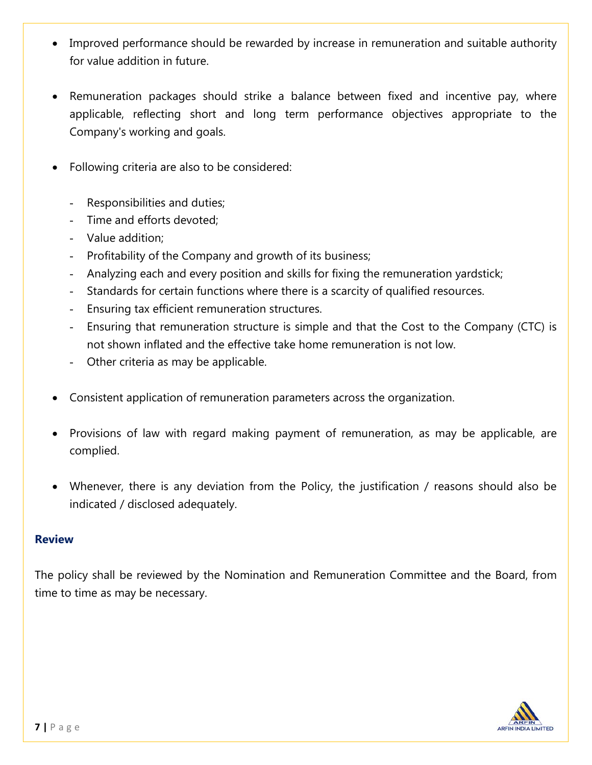- Improved performance should be rewarded by increase in remuneration and suitable authority for value addition in future.

- Remuneration packages should strike a balance between fixed and incentive pay, where applicable, reflecting short and long term performance objectives appropriate to the Company's working and goals.

- Following criteria are also to be considered:

  - Responsibilities and duties;
  - Time and efforts devoted;
  - Value addition;
  - Profitability of the Company and growth of its business;
  - Analyzing each and every position and skills for fixing the remuneration yardstick;
  - Standards for certain functions where there is a scarcity of qualified resources.
  - Ensuring tax efficient remuneration structures.
  - Ensuring that remuneration structure is simple and that the Cost to the Company (CTC) is not shown inflated and the effective take home remuneration is not low.
  - Other criteria as may be applicable.

- Consistent application of remuneration parameters across the organization.

- Provisions of law with regard making payment of remuneration, as may be applicable, are complied.

- Whenever, there is any deviation from the Policy, the justification / reasons should also be indicated / disclosed adequately.

## Review

The policy shall be reviewed by the Nomination and Remuneration Committee and the Board, from time to time as may be necessary.